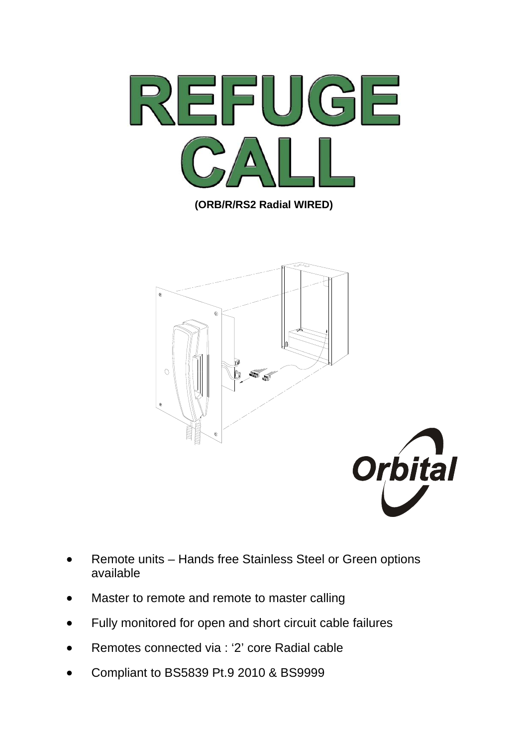# REFUGE CALL

**(ORB/R/RS2 Radial WIRED)**

- Remote units – Hands free Stainless Steel or Green options available
- Master to remote and remote to master calling
- Fully monitored for open and short circuit cable failures
- Remotes connected via : '2' core Radial cable
- Compliant to BS5839 Pt.9 2010 & BS9999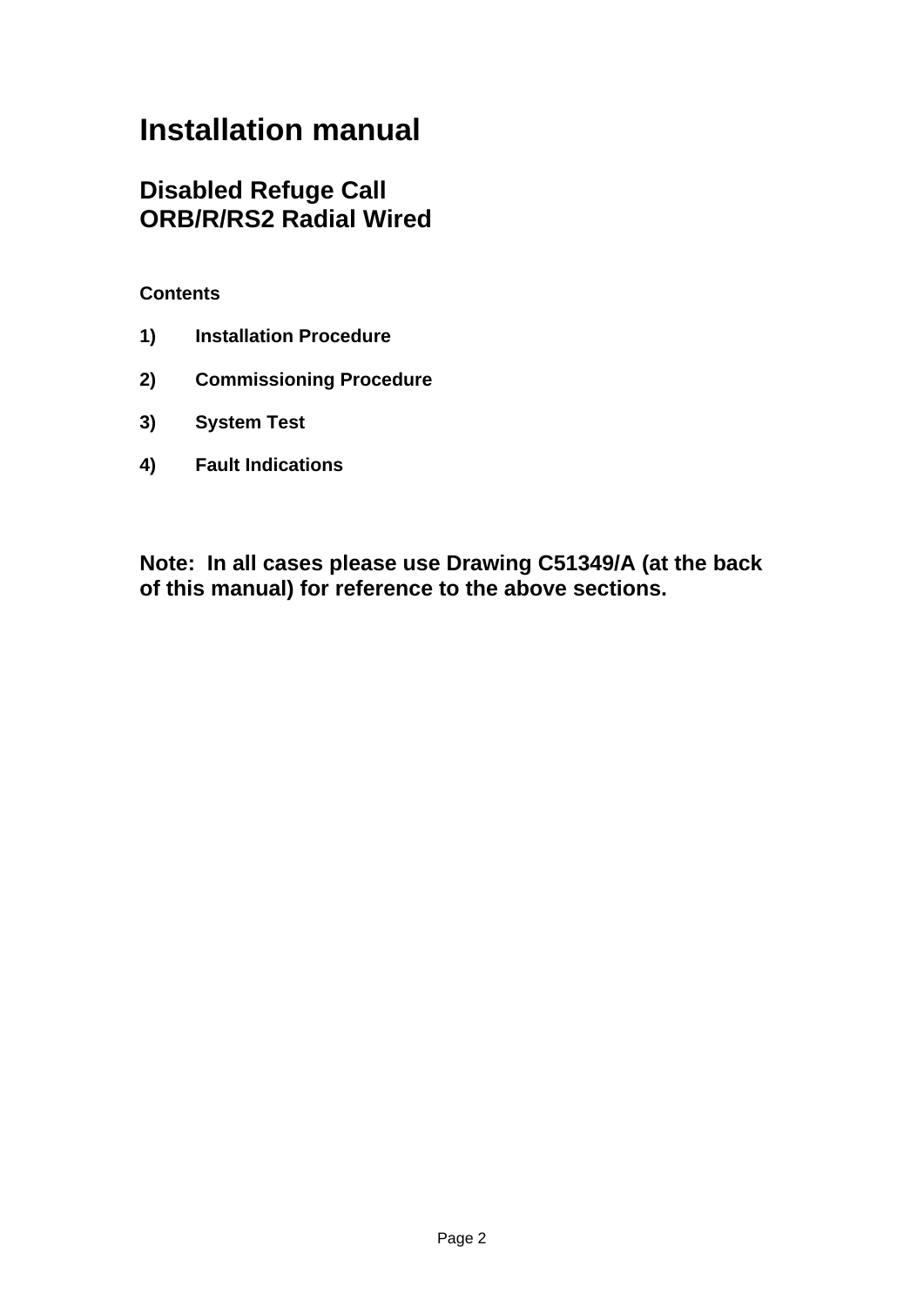# Installation manual

## Disabled Refuge Call
## ORB/R/RS2 Radial Wired

**Contents**

1) **Installation Procedure**

2) **Commissioning Procedure**

3) **System Test**

4) **Fault Indications**

**Note: In all cases please use Drawing C51349/A (at the back of this manual) for reference to the above sections.**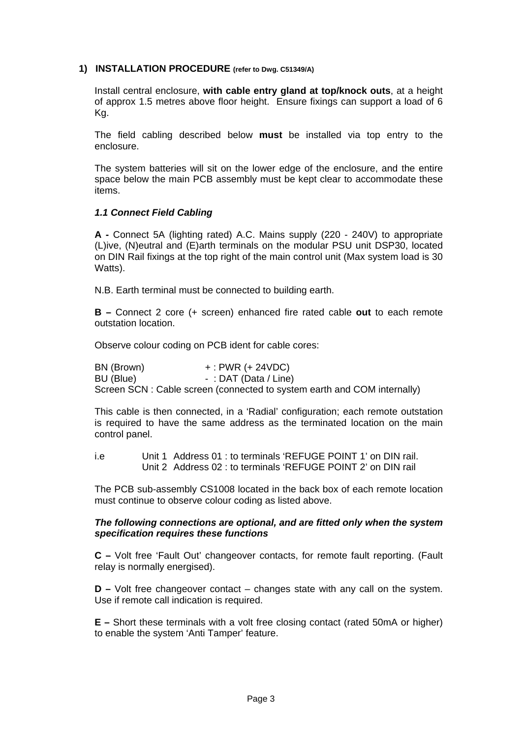## 1) INSTALLATION PROCEDURE (refer to Dwg. C51349/A)

Install central enclosure, **with cable entry gland at top/knock outs**, at a height of approx 1.5 metres above floor height. Ensure fixings can support a load of 6 Kg.

The field cabling described below **must** be installed via top entry to the enclosure.

The system batteries will sit on the lower edge of the enclosure, and the entire space below the main PCB assembly must be kept clear to accommodate these items.

### *1.1 Connect Field Cabling*

**A -** Connect 5A (lighting rated) A.C. Mains supply (220 - 240V) to appropriate (L)ive, (N)eutral and (E)arth terminals on the modular PSU unit DSP30, located on DIN Rail fixings at the top right of the main control unit (Max system load is 30 Watts).

N.B. Earth terminal must be connected to building earth.

**B –** Connect 2 core (+ screen) enhanced fire rated cable **out** to each remote outstation location.

Observe colour coding on PCB ident for cable cores:

BN (Brown) + : PWR (+ 24VDC)
BU (Blue) - : DAT (Data / Line)
Screen SCN : Cable screen (connected to system earth and COM internally)

This cable is then connected, in a 'Radial' configuration; each remote outstation is required to have the same address as the terminated location on the main control panel.

i.e Unit 1 Address 01 : to terminals 'REFUGE POINT 1' on DIN rail.
Unit 2 Address 02 : to terminals 'REFUGE POINT 2' on DIN rail

The PCB sub-assembly CS1008 located in the back box of each remote location must continue to observe colour coding as listed above.

***The following connections are optional, and are fitted only when the system specification requires these functions***

**C –** Volt free 'Fault Out' changeover contacts, for remote fault reporting. (Fault relay is normally energised).

**D –** Volt free changeover contact – changes state with any call on the system. Use if remote call indication is required.

**E –** Short these terminals with a volt free closing contact (rated 50mA or higher) to enable the system 'Anti Tamper' feature.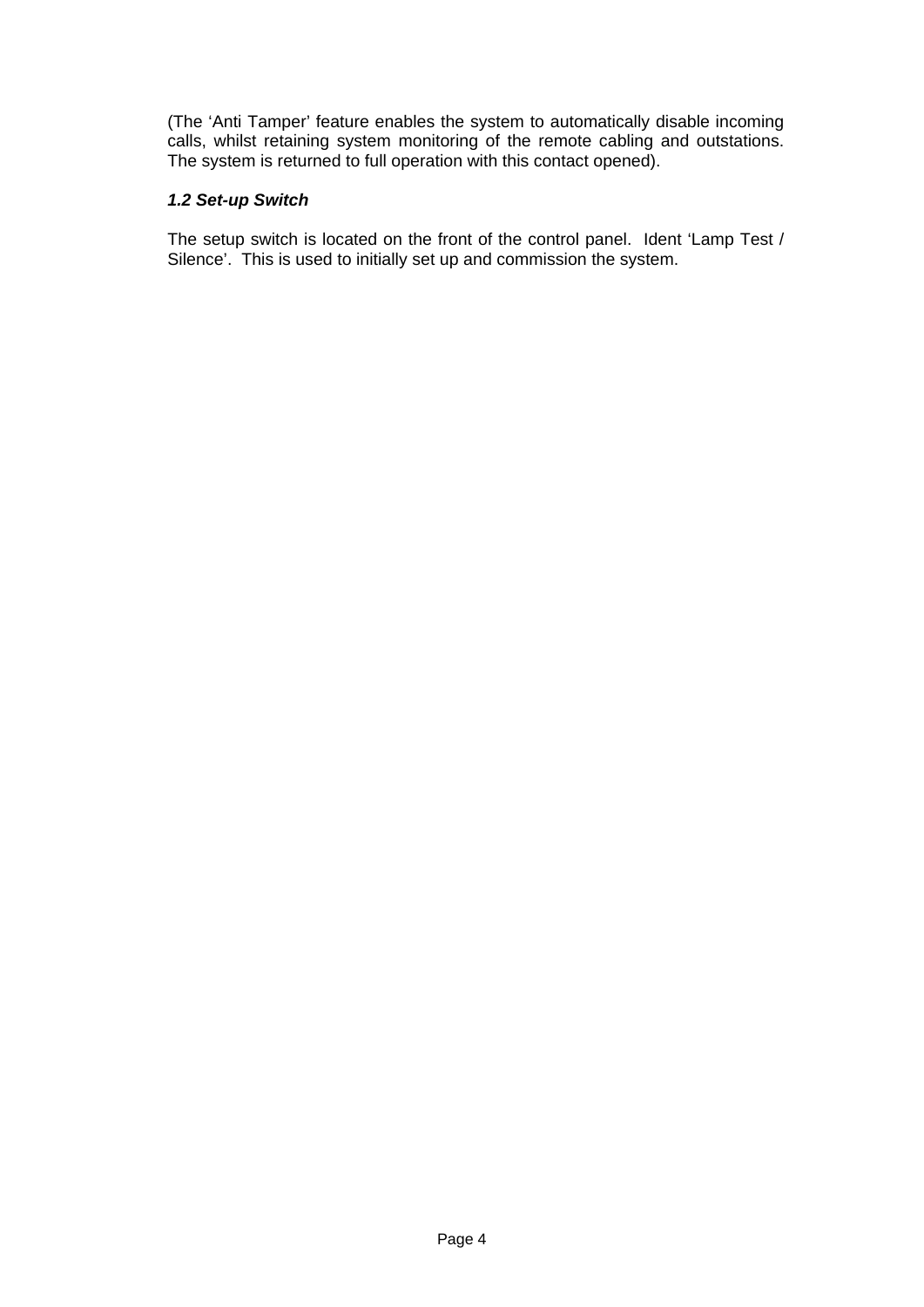(The ‘Anti Tamper’ feature enables the system to automatically disable incoming calls, whilst retaining system monitoring of the remote cabling and outstations. The system is returned to full operation with this contact opened).

### *1.2 Set-up Switch*

The setup switch is located on the front of the control panel. Ident ‘Lamp Test / Silence’. This is used to initially set up and commission the system.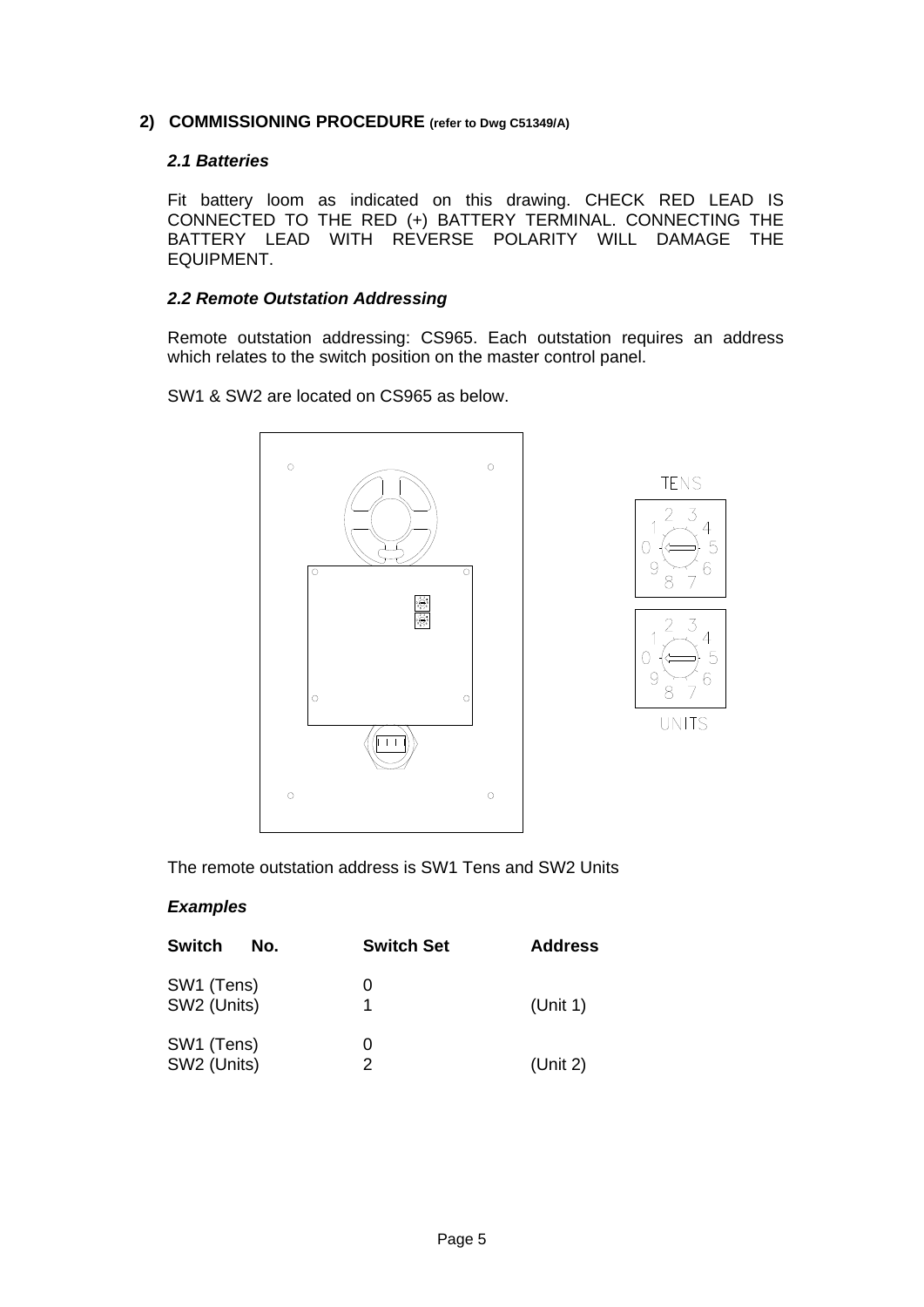## 2) COMMISSIONING PROCEDURE (refer to Dwg C51349/A)

### *2.1 Batteries*

Fit battery loom as indicated on this drawing. CHECK RED LEAD IS CONNECTED TO THE RED (+) BATTERY TERMINAL. CONNECTING THE BATTERY LEAD WITH REVERSE POLARITY WILL DAMAGE THE EQUIPMENT.

### *2.2 Remote Outstation Addressing*

Remote outstation addressing: CS965. Each outstation requires an address which relates to the switch position on the master control panel.

SW1 & SW2 are located on CS965 as below.

TENS

UNITS

The remote outstation address is SW1 Tens and SW2 Units

***Examples***

| Switch No. | Switch Set | Address |
|---|---|---|
| SW1 (Tens) | 0 | |
| SW2 (Units) | 1 | (Unit 1) |
| SW1 (Tens) | 0 | |
| SW2 (Units) | 2 | (Unit 2) |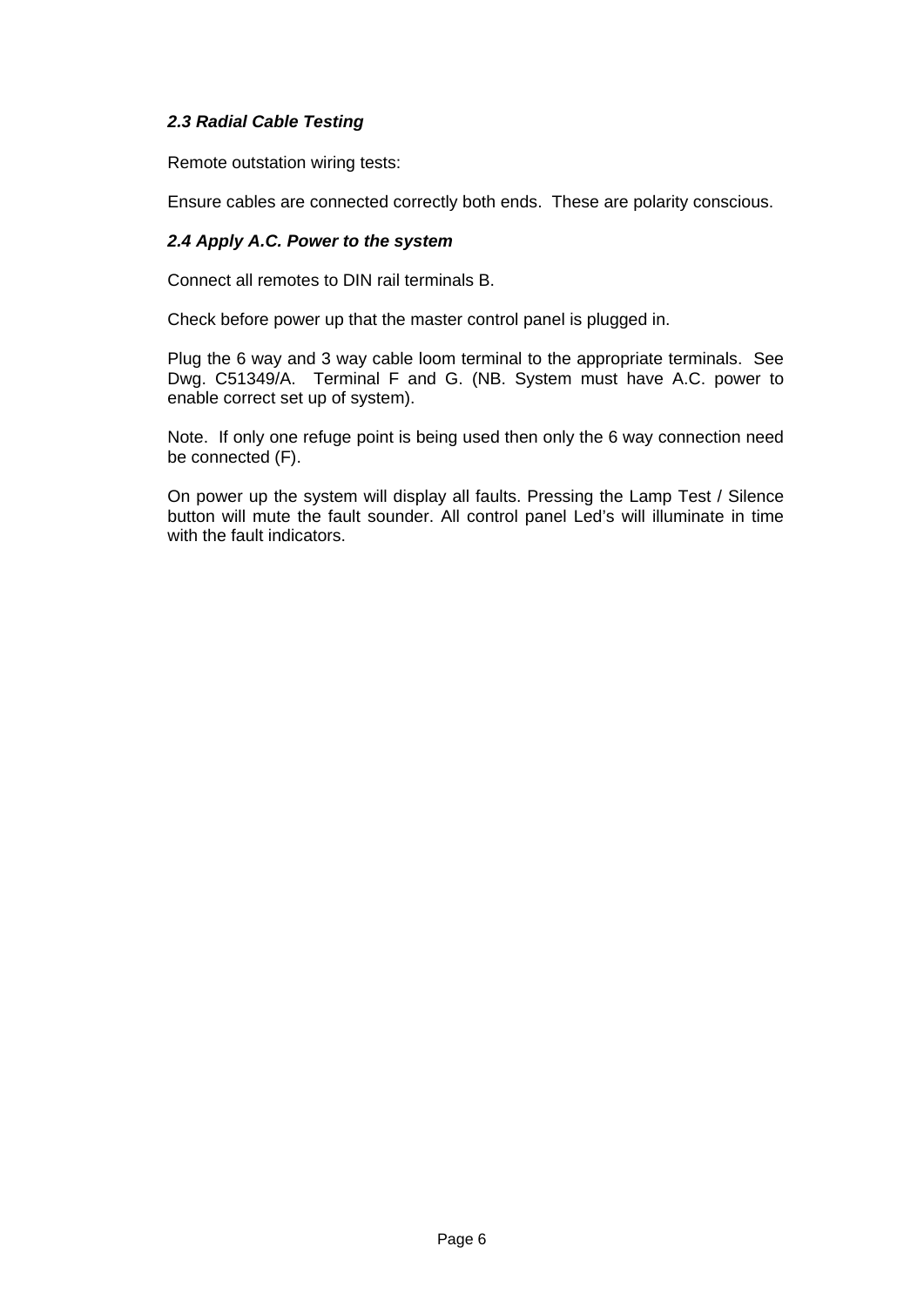### *2.3 Radial Cable Testing*

Remote outstation wiring tests:

Ensure cables are connected correctly both ends. These are polarity conscious.

### *2.4 Apply A.C. Power to the system*

Connect all remotes to DIN rail terminals B.

Check before power up that the master control panel is plugged in.

Plug the 6 way and 3 way cable loom terminal to the appropriate terminals. See Dwg. C51349/A. Terminal F and G. (NB. System must have A.C. power to enable correct set up of system).

Note. If only one refuge point is being used then only the 6 way connection need be connected (F).

On power up the system will display all faults. Pressing the Lamp Test / Silence button will mute the fault sounder. All control panel Led's will illuminate in time with the fault indicators.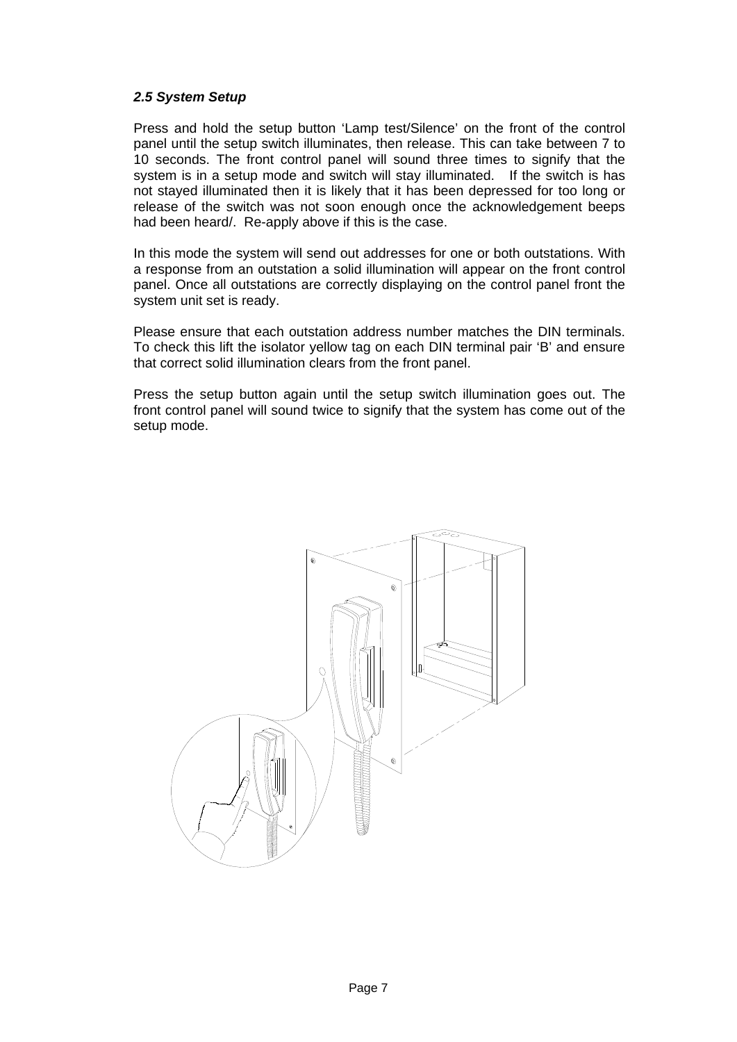### *2.5 System Setup*

Press and hold the setup button 'Lamp test/Silence' on the front of the control panel until the setup switch illuminates, then release. This can take between 7 to 10 seconds. The front control panel will sound three times to signify that the system is in a setup mode and switch will stay illuminated. If the switch is has not stayed illuminated then it is likely that it has been depressed for too long or release of the switch was not soon enough once the acknowledgement beeps had been heard/. Re-apply above if this is the case.

In this mode the system will send out addresses for one or both outstations. With a response from an outstation a solid illumination will appear on the front control panel. Once all outstations are correctly displaying on the control panel front the system unit set is ready.

Please ensure that each outstation address number matches the DIN terminals. To check this lift the isolator yellow tag on each DIN terminal pair 'B' and ensure that correct solid illumination clears from the front panel.

Press the setup button again until the setup switch illumination goes out. The front control panel will sound twice to signify that the system has come out of the setup mode.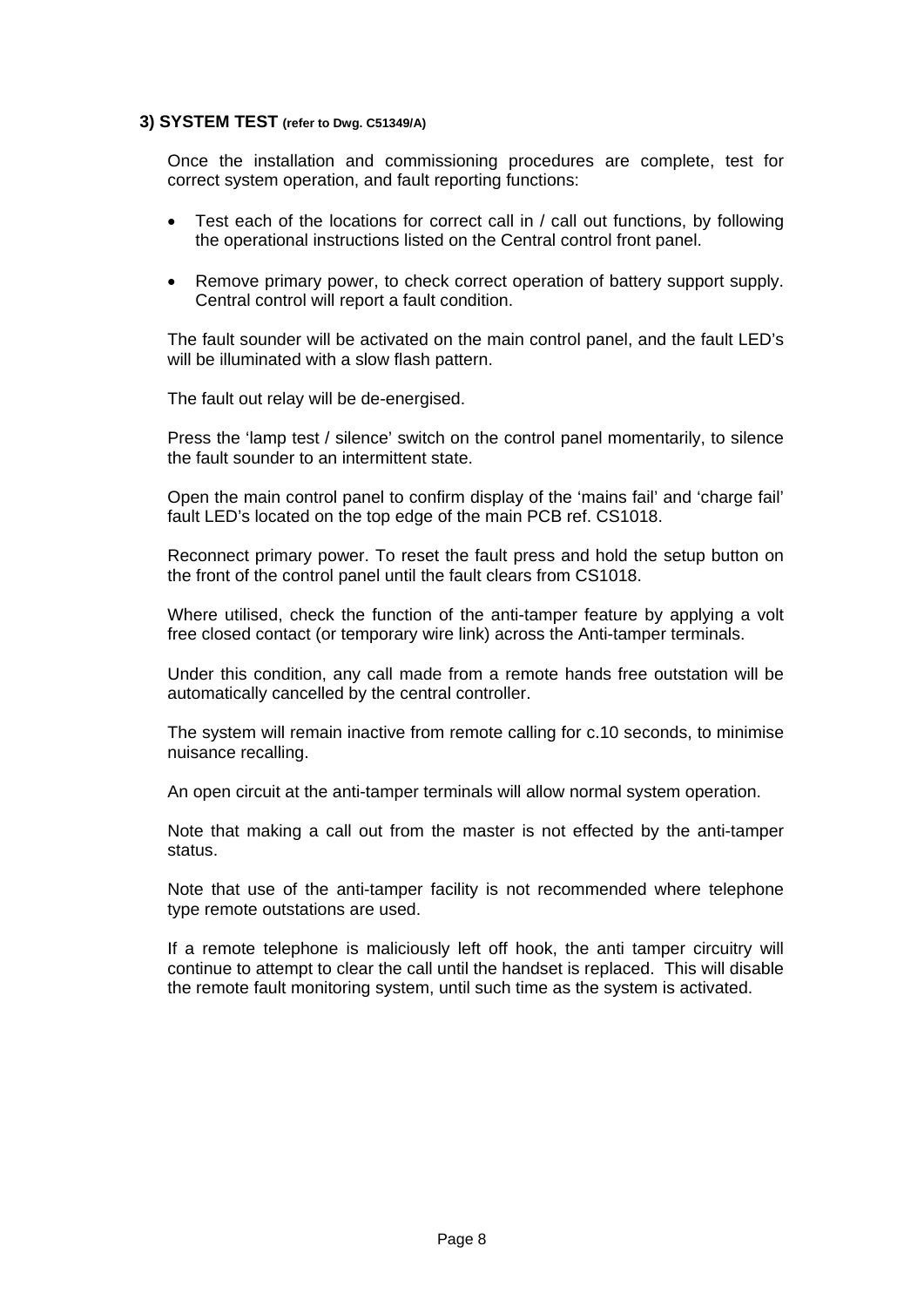### 3) SYSTEM TEST (refer to Dwg. C51349/A)

Once the installation and commissioning procedures are complete, test for correct system operation, and fault reporting functions:

- Test each of the locations for correct call in / call out functions, by following the operational instructions listed on the Central control front panel.
- Remove primary power, to check correct operation of battery support supply. Central control will report a fault condition.

The fault sounder will be activated on the main control panel, and the fault LED's will be illuminated with a slow flash pattern.

The fault out relay will be de-energised.

Press the 'lamp test / silence' switch on the control panel momentarily, to silence the fault sounder to an intermittent state.

Open the main control panel to confirm display of the 'mains fail' and 'charge fail' fault LED's located on the top edge of the main PCB ref. CS1018.

Reconnect primary power. To reset the fault press and hold the setup button on the front of the control panel until the fault clears from CS1018.

Where utilised, check the function of the anti-tamper feature by applying a volt free closed contact (or temporary wire link) across the Anti-tamper terminals.

Under this condition, any call made from a remote hands free outstation will be automatically cancelled by the central controller.

The system will remain inactive from remote calling for c.10 seconds, to minimise nuisance recalling.

An open circuit at the anti-tamper terminals will allow normal system operation.

Note that making a call out from the master is not effected by the anti-tamper status.

Note that use of the anti-tamper facility is not recommended where telephone type remote outstations are used.

If a remote telephone is maliciously left off hook, the anti tamper circuitry will continue to attempt to clear the call until the handset is replaced. This will disable the remote fault monitoring system, until such time as the system is activated.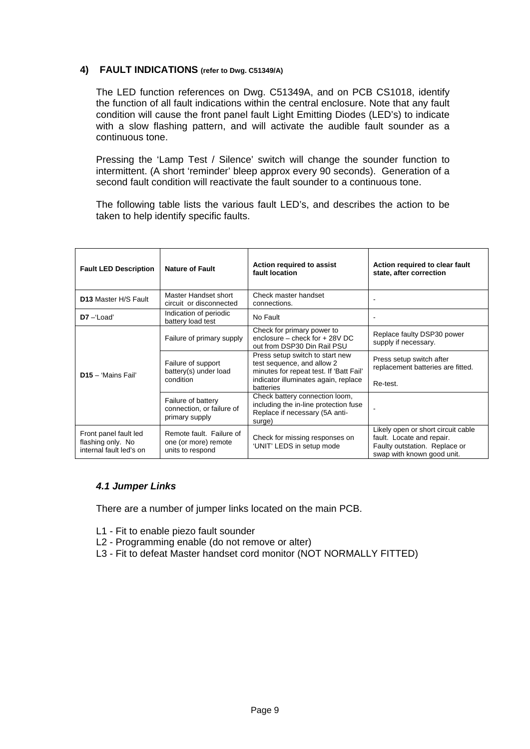## 4) FAULT INDICATIONS (refer to Dwg. C51349/A)

The LED function references on Dwg. C51349A, and on PCB CS1018, identify the function of all fault indications within the central enclosure. Note that any fault condition will cause the front panel fault Light Emitting Diodes (LED's) to indicate with a slow flashing pattern, and will activate the audible fault sounder as a continuous tone.

Pressing the 'Lamp Test / Silence' switch will change the sounder function to intermittent. (A short 'reminder' bleep approx every 90 seconds). Generation of a second fault condition will reactivate the fault sounder to a continuous tone.

The following table lists the various fault LED's, and describes the action to be taken to help identify specific faults.

| Fault LED Description | Nature of Fault | Action required to assist fault location | Action required to clear fault state, after correction |
|---|---|---|---|
| **D13** Master H/S Fault | Master Handset short circuit or disconnected | Check master handset connections. | - |
| **D7** –'Load' | Indication of periodic battery load test | No Fault | - |
| **D15** – 'Mains Fail' | Failure of primary supply | Check for primary power to enclosure – check for + 28V DC out from DSP30 Din Rail PSU | Replace faulty DSP30 power supply if necessary. |
| | Failure of support battery(s) under load condition | Press setup switch to start new test sequence, and allow 2 minutes for repeat test. If 'Batt Fail' indicator illuminates again, replace batteries | Press setup switch after replacement batteries are fitted.<br><br>Re-test. |
| | Failure of battery connection, or failure of primary supply | Check battery connection loom, including the in-line protection fuse Replace if necessary (5A anti-surge) | - |
| Front panel fault led flashing only. No internal fault led's on | Remote fault. Failure of one (or more) remote units to respond | Check for missing responses on 'UNIT' LEDS in setup mode | Likely open or short circuit cable fault. Locate and repair. Faulty outstation. Replace or swap with known good unit. |

### *4.1 Jumper Links*

There are a number of jumper links located on the main PCB.

L1 - Fit to enable piezo fault sounder
L2 - Programming enable (do not remove or alter)
L3 - Fit to defeat Master handset cord monitor (NOT NORMALLY FITTED)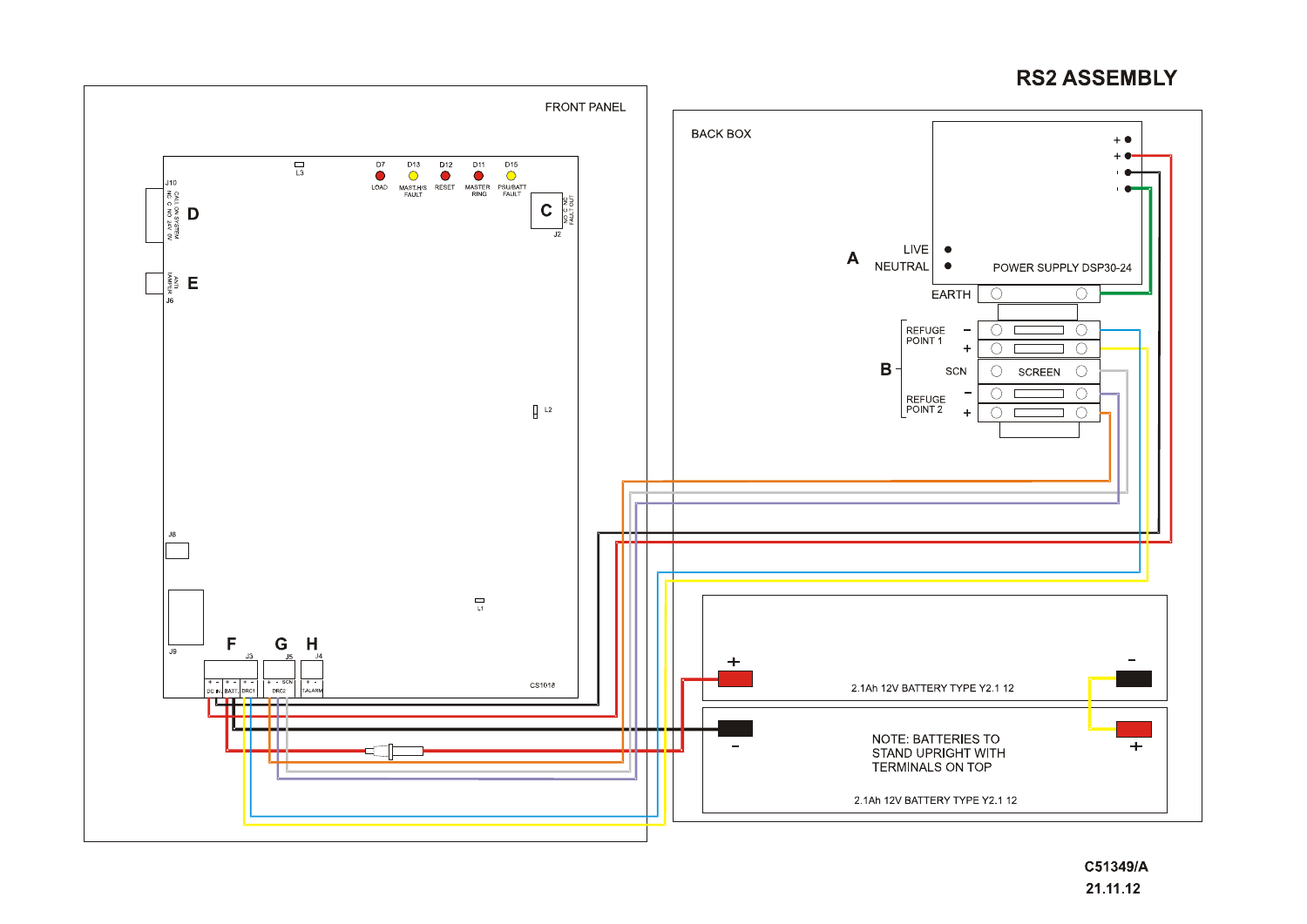# RS2 ASSEMBLY

FRONT PANEL

L3

D7 LOAD

D13 MAST.H/S FAULT

D12 RESET

D11 MASTER RING

D15 PSU/BATT FAULT

J10 CALL ON SYSTEM NC C NO 24V 0V

D

C

NO C NC FAULT OUT

J2

E

ANTI TAMPER

J6

L2

J8

J9

L1

F J3

G J5

H J4

+ - DC IN

+ - BATT

+ - DRC1

+ - SCN DRC2

+ - TALARM

CS1018

BACK BOX

A

LIVE

NEUTRAL

POWER SUPPLY DSP30-24

EARTH

B

REFUGE POINT 1 − +

SCN SCREEN

REFUGE POINT 2 − +

2.1Ah 12V BATTERY TYPE Y2.1 12

NOTE: BATTERIES TO STAND UPRIGHT WITH TERMINALS ON TOP

2.1Ah 12V BATTERY TYPE Y2.1 12

C51349/A

21.11.12